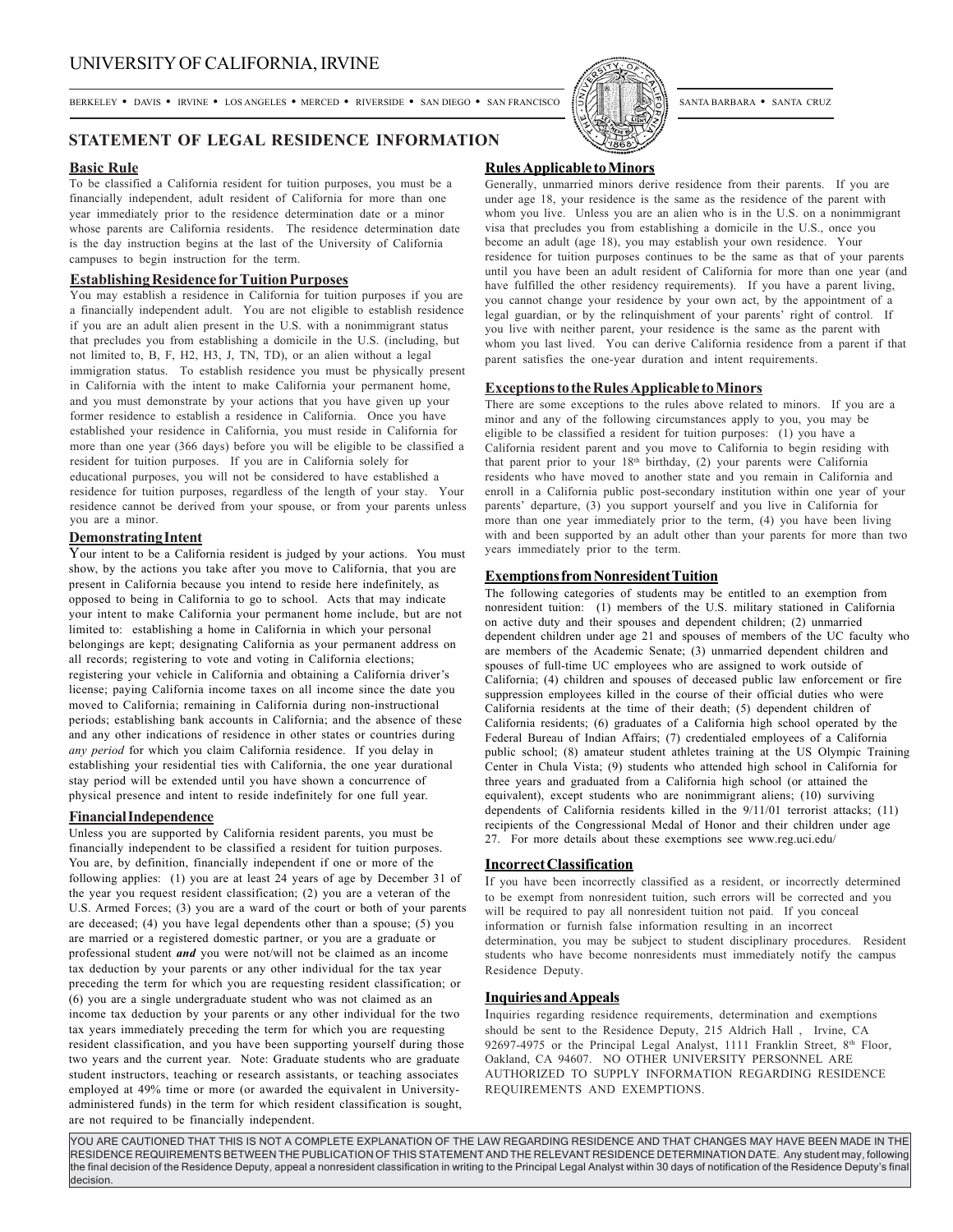# UNIVERSITY OF CALIFORNIA, IRVINE

BERKELEY • DAVIS • IRVINE • LOS ANGELES • MERCED • RIVERSIDE • SAN DIEGO • SAN FRANCISCO SANTA BARBARA • SANTA CRUZ

## STATEMENT OF LEGAL RESIDENCE INFORMATION

### Basic Rule

To be classified a California resident for tuition purposes, you must be a financially independent, adult resident of California for more than one year immediately prior to the residence determination date or a minor whose parents are California residents. The residence determination date is the day instruction begins at the last of the University of California campuses to begin instruction for the term.

### Establishing Residence for Tuition Purposes

You may establish a residence in California for tuition purposes if you are a financially independent adult. You are not eligible to establish residence if you are an adult alien present in the U.S. with a nonimmigrant status that precludes you from establishing a domicile in the U.S. (including, but not limited to, B, F, H2, H3, J, TN, TD), or an alien without a legal immigration status. To establish residence you must be physically present in California with the intent to make California your permanent home, and you must demonstrate by your actions that you have given up your former residence to establish a residence in California. Once you have established your residence in California, you must reside in California for more than one year (366 days) before you will be eligible to be classified a resident for tuition purposes. If you are in California solely for educational purposes, you will not be considered to have established a residence for tuition purposes, regardless of the length of your stay. Your residence cannot be derived from your spouse, or from your parents unless you are a minor.

### Demonstrating Intent

Your intent to be a California resident is judged by your actions. You must show, by the actions you take after you move to California, that you are present in California because you intend to reside here indefinitely, as opposed to being in California to go to school. Acts that may indicate your intent to make California your permanent home include, but are not limited to: establishing a home in California in which your personal belongings are kept; designating California as your permanent address on all records; registering to vote and voting in California elections; registering your vehicle in California and obtaining a California driver's license; paying California income taxes on all income since the date you moved to California; remaining in California during non-instructional periods; establishing bank accounts in California; and the absence of these and any other indications of residence in other states or countries during *any period* for which you claim California residence. If you delay in establishing your residential ties with California, the one year durational stay period will be extended until you have shown a concurrence of physical presence and intent to reside indefinitely for one full year.

### Financial Independence

Unless you are supported by California resident parents, you must be financially independent to be classified a resident for tuition purposes. You are, by definition, financially independent if one or more of the following applies: (1) you are at least 24 years of age by December 31 of the year you request resident classification; (2) you are a veteran of the U.S. Armed Forces; (3) you are a ward of the court or both of your parents are deceased; (4) you have legal dependents other than a spouse; (5) you are married or a registered domestic partner, or you are a graduate or professional student ***and*** you were not/will not be claimed as an income tax deduction by your parents or any other individual for the tax year preceding the term for which you are requesting resident classification; or (6) you are a single undergraduate student who was not claimed as an income tax deduction by your parents or any other individual for the two tax years immediately preceding the term for which you are requesting resident classification, and you have been supporting yourself during those two years and the current year. Note: Graduate students who are graduate student instructors, teaching or research assistants, or teaching associates employed at 49% time or more (or awarded the equivalent in University-administered funds) in the term for which resident classification is sought, are not required to be financially independent.

### Rules Applicable to Minors

Generally, unmarried minors derive residence from their parents. If you are under age 18, your residence is the same as the residence of the parent with whom you live. Unless you are an alien who is in the U.S. on a nonimmigrant visa that precludes you from establishing a domicile in the U.S., once you become an adult (age 18), you may establish your own residence. Your residence for tuition purposes continues to be the same as that of your parents until you have been an adult resident of California for more than one year (and have fulfilled the other residency requirements). If you have a parent living, you cannot change your residence by your own act, by the appointment of a legal guardian, or by the relinquishment of your parents' right of control. If you live with neither parent, your residence is the same as the parent with whom you last lived. You can derive California residence from a parent if that parent satisfies the one-year duration and intent requirements.

### Exceptions to the Rules Applicable to Minors

There are some exceptions to the rules above related to minors. If you are a minor and any of the following circumstances apply to you, you may be eligible to be classified a resident for tuition purposes: (1) you have a California resident parent and you move to California to begin residing with that parent prior to your 18th birthday, (2) your parents were California residents who have moved to another state and you remain in California and enroll in a California public post-secondary institution within one year of your parents' departure, (3) you support yourself and you live in California for more than one year immediately prior to the term, (4) you have been living with and been supported by an adult other than your parents for more than two years immediately prior to the term.

### Exemptions from Nonresident Tuition

The following categories of students may be entitled to an exemption from nonresident tuition: (1) members of the U.S. military stationed in California on active duty and their spouses and dependent children; (2) unmarried dependent children under age 21 and spouses of members of the UC faculty who are members of the Academic Senate; (3) unmarried dependent children and spouses of full-time UC employees who are assigned to work outside of California; (4) children and spouses of deceased public law enforcement or fire suppression employees killed in the course of their official duties who were California residents at the time of their death; (5) dependent children of California residents; (6) graduates of a California high school operated by the Federal Bureau of Indian Affairs; (7) credentialed employees of a California public school; (8) amateur student athletes training at the US Olympic Training Center in Chula Vista; (9) students who attended high school in California for three years and graduated from a California high school (or attained the equivalent), except students who are nonimmigrant aliens; (10) surviving dependents of California residents killed in the 9/11/01 terrorist attacks; (11) recipients of the Congressional Medal of Honor and their children under age 27. For more details about these exemptions see www.reg.uci.edu/

### Incorrect Classification

If you have been incorrectly classified as a resident, or incorrectly determined to be exempt from nonresident tuition, such errors will be corrected and you will be required to pay all nonresident tuition not paid. If you conceal information or furnish false information resulting in an incorrect determination, you may be subject to student disciplinary procedures. Resident students who have become nonresidents must immediately notify the campus Residence Deputy.

### Inquiries and Appeals

Inquiries regarding residence requirements, determination and exemptions should be sent to the Residence Deputy, 215 Aldrich Hall , Irvine, CA 92697-4975 or the Principal Legal Analyst, 1111 Franklin Street, 8th Floor, Oakland, CA 94607. NO OTHER UNIVERSITY PERSONNEL ARE AUTHORIZED TO SUPPLY INFORMATION REGARDING RESIDENCE REQUIREMENTS AND EXEMPTIONS.

YOU ARE CAUTIONED THAT THIS IS NOT A COMPLETE EXPLANATION OF THE LAW REGARDING RESIDENCE AND THAT CHANGES MAY HAVE BEEN MADE IN THE RESIDENCE REQUIREMENTS BETWEEN THE PUBLICATION OF THIS STATEMENT AND THE RELEVANT RESIDENCE DETERMINATION DATE. Any student may, following the final decision of the Residence Deputy, appeal a nonresident classification in writing to the Principal Legal Analyst within 30 days of notification of the Residence Deputy's final decision.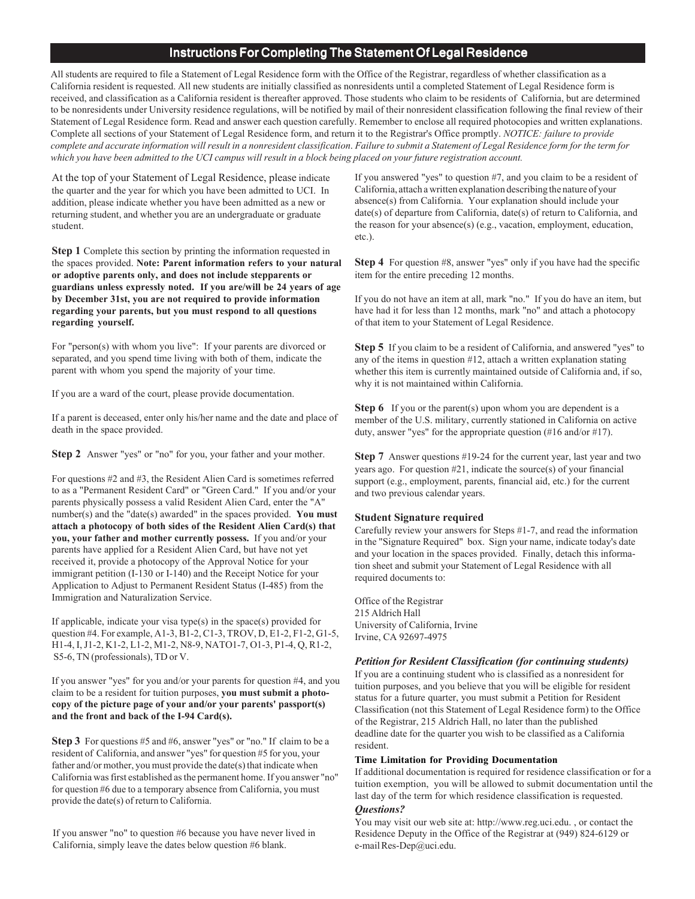# Instructions For Completing The Statement Of Legal Residence

All students are required to file a Statement of Legal Residence form with the Office of the Registrar, regardless of whether classification as a California resident is requested. All new students are initially classified as nonresidents until a completed Statement of Legal Residence form is received, and classification as a California resident is thereafter approved. Those students who claim to be residents of California, but are determined to be nonresidents under University residence regulations, will be notified by mail of their nonresident classification following the final review of their Statement of Legal Residence form. Read and answer each question carefully. Remember to enclose all required photocopies and written explanations. Complete all sections of your Statement of Legal Residence form, and return it to the Registrar's Office promptly. *NOTICE: failure to provide complete and accurate information will result in a nonresident classification. Failure to submit a Statement of Legal Residence form for the term for which you have been admitted to the UCI campus will result in a block being placed on your future registration account.*

At the top of your Statement of Legal Residence, please indicate the quarter and the year for which you have been admitted to UCI. In addition, please indicate whether you have been admitted as a new or returning student, and whether you are an undergraduate or graduate student.

**Step 1** Complete this section by printing the information requested in the spaces provided. **Note: Parent information refers to your natural or adoptive parents only, and does not include stepparents or guardians unless expressly noted. If you are/will be 24 years of age by December 31st, you are not required to provide information regarding your parents, but you must respond to all questions regarding yourself.**

For "person(s) with whom you live": If your parents are divorced or separated, and you spend time living with both of them, indicate the parent with whom you spend the majority of your time.

If you are a ward of the court, please provide documentation.

If a parent is deceased, enter only his/her name and the date and place of death in the space provided.

**Step 2** Answer "yes" or "no" for you, your father and your mother.

For questions #2 and #3, the Resident Alien Card is sometimes referred to as a "Permanent Resident Card" or "Green Card." If you and/or your parents physically possess a valid Resident Alien Card, enter the "A" number(s) and the "date(s) awarded" in the spaces provided. **You must attach a photocopy of both sides of the Resident Alien Card(s) that you, your father and mother currently possess.** If you and/or your parents have applied for a Resident Alien Card, but have not yet received it, provide a photocopy of the Approval Notice for your immigrant petition (I-130 or I-140) and the Receipt Notice for your Application to Adjust to Permanent Resident Status (I-485) from the Immigration and Naturalization Service.

If applicable, indicate your visa type(s) in the space(s) provided for question #4. For example, A1-3, B1-2, C1-3, TROV, D, E1-2, F1-2, G1-5, H1-4, I, J1-2, K1-2, L1-2, M1-2, N8-9, NATO1-7, O1-3, P1-4, Q, R1-2, S5-6, TN (professionals), TD or V.

If you answer "yes" for you and/or your parents for question #4, and you claim to be a resident for tuition purposes, **you must submit a photocopy of the picture page of your and/or your parents' passport(s) and the front and back of the I-94 Card(s).**

**Step 3** For questions #5 and #6, answer "yes" or "no." If claim to be a resident of California, and answer "yes" for question #5 for you, your father and/or mother, you must provide the date(s) that indicate when California was first established as the permanent home. If you answer "no" for question #6 due to a temporary absence from California, you must provide the date(s) of return to California.

If you answer "no" to question #6 because you have never lived in California, simply leave the dates below question #6 blank.

If you answered "yes" to question #7, and you claim to be a resident of California, attach a written explanation describing the nature of your absence(s) from California. Your explanation should include your date(s) of departure from California, date(s) of return to California, and the reason for your absence(s) (e.g., vacation, employment, education, etc.).

**Step 4** For question #8, answer "yes" only if you have had the specific item for the entire preceding 12 months.

If you do not have an item at all, mark "no." If you do have an item, but have had it for less than 12 months, mark "no" and attach a photocopy of that item to your Statement of Legal Residence.

**Step 5** If you claim to be a resident of California, and answered "yes" to any of the items in question #12, attach a written explanation stating whether this item is currently maintained outside of California and, if so, why it is not maintained within California.

**Step 6** If you or the parent(s) upon whom you are dependent is a member of the U.S. military, currently stationed in California on active duty, answer "yes" for the appropriate question (#16 and/or #17).

**Step 7** Answer questions #19-24 for the current year, last year and two years ago. For question #21, indicate the source(s) of your financial support (e.g., employment, parents, financial aid, etc.) for the current and two previous calendar years.

### Student Signature required

Carefully review your answers for Steps #1-7, and read the information in the "Signature Required" box. Sign your name, indicate today's date and your location in the spaces provided. Finally, detach this information sheet and submit your Statement of Legal Residence with all required documents to:

Office of the Registrar
215 Aldrich Hall
University of California, Irvine
Irvine, CA 92697-4975

### *Petition for Resident Classification (for continuing students)*

If you are a continuing student who is classified as a nonresident for tuition purposes, and you believe that you will be eligible for resident status for a future quarter, you must submit a Petition for Resident Classification (not this Statement of Legal Residence form) to the Office of the Registrar, 215 Aldrich Hall, no later than the published deadline date for the quarter you wish to be classified as a California resident.

### Time Limitation for Providing Documentation

If additional documentation is required for residence classification or for a tuition exemption, you will be allowed to submit documentation until the last day of the term for which residence classification is requested.

### *Questions?*

You may visit our web site at: http://www.reg.uci.edu. , or contact the Residence Deputy in the Office of the Registrar at (949) 824-6129 or e-mail Res-Dep@uci.edu.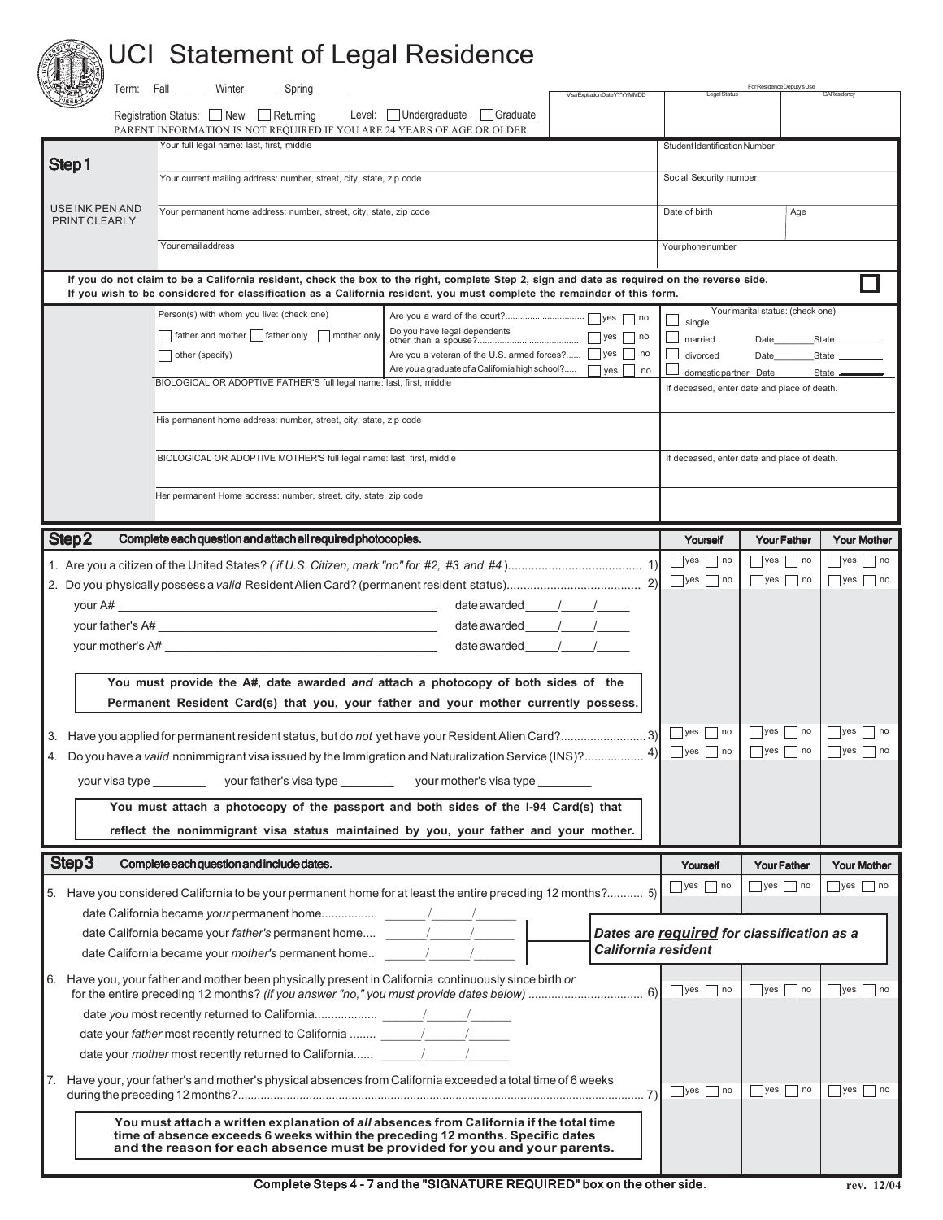# UCI Statement of Legal Residence

Term: Fall ______ Winter ______ Spring ______

Registration Status: ☐ New ☐ Returning  Level: ☐ Undergraduate ☐ Graduate

PARENT INFORMATION IS NOT REQUIRED IF YOU ARE 24 YEARS OF AGE OR OLDER

| Visa Expiration Date YYYYMMDD | For Residence Deputy's Use: Legal Status | CA Residency |
|---|---|---|
| | | |

## Step 1

USE INK PEN AND PRINT CLEARLY

| | |
|---|---|
| Your full legal name: last, first, middle | Student Identification Number |
| Your current mailing address: number, street, city, state, zip code | Social Security number |
| Your permanent home address: number, street, city, state, zip code | Date of birth / Age |
| Your email address | Your phone number |

**If you do not claim to be a California resident, check the box to the right, complete Step 2, sign and date as required on the reverse side.** ☐
**If you wish to be considered for classification as a California resident, you must complete the remainder of this form.**

Person(s) with whom you live: (check one)
☐ father and mother ☐ father only ☐ mother only
☐ other (specify)

Are you a ward of the court?..................... ☐ yes ☐ no
Do you have legal dependents other than a spouse?..................... ☐ yes ☐ no
Are you a veteran of the U.S. armed forces?...... ☐ yes ☐ no
Are you a graduate of a California high school?..... ☐ yes ☐ no

Your marital status: (check one)
☐ single
☐ married Date________State ________
☐ divorced Date________State ________
☐ domestic partner Date________State ________

| | |
|---|---|
| BIOLOGICAL OR ADOPTIVE FATHER'S full legal name: last, first, middle | If deceased, enter date and place of death. |
| His permanent home address: number, street, city, state, zip code | |
| BIOLOGICAL OR ADOPTIVE MOTHER'S full legal name: last, first, middle | If deceased, enter date and place of death. |
| Her permanent Home address: number, street, city, state, zip code | |

## Step 2 Complete each question and attach all required photocopies.

| | Yourself | Your Father | Your Mother |
|---|---|---|---|
| 1. Are you a citizen of the United States? *( if U.S. Citizen, mark "no" for #2, #3 and #4 )*.............. 1) | ☐ yes ☐ no | ☐ yes ☐ no | ☐ yes ☐ no |
| 2. Do you physically possess a *valid* Resident Alien Card? (permanent resident status)................ 2) | ☐ yes ☐ no | ☐ yes ☐ no | ☐ yes ☐ no |

your A# ______________________________ date awarded____/____/____
your father's A# ______________________________ date awarded____/____/____
your mother's A# ______________________________ date awarded____/____/____

**You must provide the A#, date awarded *and* attach a photocopy of both sides of the Permanent Resident Card(s) that you, your father and your mother currently possess.**

| | Yourself | Your Father | Your Mother |
|---|---|---|---|
| 3. Have you applied for permanent resident status, but do *not* yet have your Resident Alien Card?........ 3) | ☐ yes ☐ no | ☐ yes ☐ no | ☐ yes ☐ no |
| 4. Do you have a *valid* nonimmigrant visa issued by the Immigration and Naturalization Service (INS)?........ 4) | ☐ yes ☐ no | ☐ yes ☐ no | ☐ yes ☐ no |

your visa type ________ your father's visa type ________ your mother's visa type ________

**You must attach a photocopy of the passport and both sides of the I-94 Card(s) that reflect the nonimmigrant visa status maintained by you, your father and your mother.**

## Step 3 Complete each question and include dates.

| | Yourself | Your Father | Your Mother |
|---|---|---|---|
| 5. Have you considered California to be your permanent home for at least the entire preceding 12 months?........... 5) | ☐ yes ☐ no | ☐ yes ☐ no | ☐ yes ☐ no |

date California became *your* permanent home................. ______/______/______
date California became your *father's* permanent home.... ______/______/______
date California became your *mother's* permanent home.. ______/______/______

***Dates are required for classification as a California resident***

| | Yourself | Your Father | Your Mother |
|---|---|---|---|
| 6. Have you, your father and mother been physically present in California continuously since birth *or* for the entire preceding 12 months? *(if you answer "no," you must provide dates below)*.............. 6) | ☐ yes ☐ no | ☐ yes ☐ no | ☐ yes ☐ no |

date *you* most recently returned to California.................. ______/______/______
date your *father* most recently returned to California ........ ______/______/______
date your *mother* most recently returned to California...... ______/______/______

| | Yourself | Your Father | Your Mother |
|---|---|---|---|
| 7. Have your, your father's and mother's physical absences from California exceeded a total time of 6 weeks during the preceding 12 months?.............. 7) | ☐ yes ☐ no | ☐ yes ☐ no | ☐ yes ☐ no |

**You must attach a written explanation of *all* absences from California if the total time of absence exceeds 6 weeks within the preceding 12 months. Specific dates and the reason for each absence must be provided for you and your parents.**

**Complete Steps 4 - 7 and the "SIGNATURE REQUIRED" box on the other side.**

rev. 12/04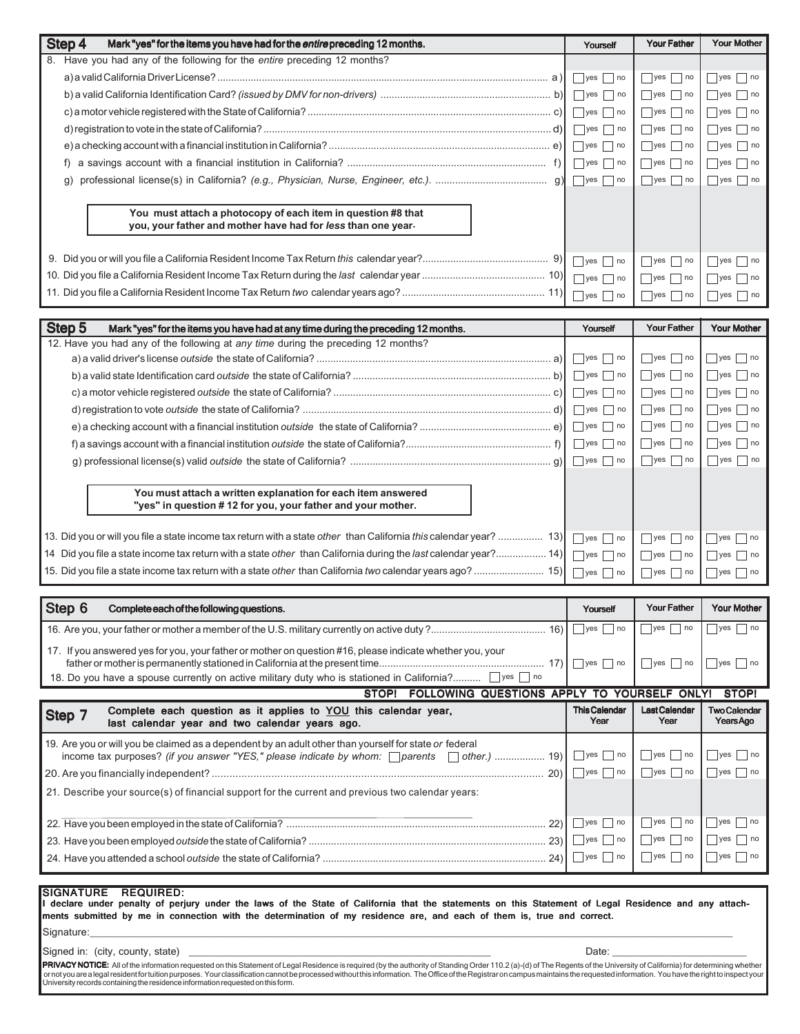## Step 4 — Mark "yes" for the items you have had for the *entire* preceding 12 months.

| | Yourself | Your Father | Your Mother |
|---|---|---|---|
| 8. Have you had any of the following for the *entire* preceding 12 months? | | | |
| a) a valid California Driver License? ........ a) | ☐ yes ☐ no | ☐ yes ☐ no | ☐ yes ☐ no |
| b) a valid California Identification Card? *(issued by DMV for non-drivers)* ........ b) | ☐ yes ☐ no | ☐ yes ☐ no | ☐ yes ☐ no |
| c) a motor vehicle registered with the State of California? ........ c) | ☐ yes ☐ no | ☐ yes ☐ no | ☐ yes ☐ no |
| d) registration to vote in the state of California? ........ d) | ☐ yes ☐ no | ☐ yes ☐ no | ☐ yes ☐ no |
| e) a checking account with a financial institution in California? ........ e) | ☐ yes ☐ no | ☐ yes ☐ no | ☐ yes ☐ no |
| f) a savings account with a financial institution in California? ........ f) | ☐ yes ☐ no | ☐ yes ☐ no | ☐ yes ☐ no |
| g) professional license(s) in California? *(e.g., Physician, Nurse, Engineer, etc.)*. ........ g) | ☐ yes ☐ no | ☐ yes ☐ no | ☐ yes ☐ no |
| **You must attach a photocopy of each item in question #8 that you, your father and mother have had for *less* than one year.** | | | |
| 9. Did you or will you file a California Resident Income Tax Return *this* calendar year? ........ 9) | ☐ yes ☐ no | ☐ yes ☐ no | ☐ yes ☐ no |
| 10. Did you file a California Resident Income Tax Return during the *last* calendar year ........ 10) | ☐ yes ☐ no | ☐ yes ☐ no | ☐ yes ☐ no |
| 11. Did you file a California Resident Income Tax Return *two* calendar years ago? ........ 11) | ☐ yes ☐ no | ☐ yes ☐ no | ☐ yes ☐ no |

## Step 5 — Mark "yes" for the items you have had at any time during the preceding 12 months.

| | Yourself | Your Father | Your Mother |
|---|---|---|---|
| 12. Have you had any of the following at *any time* during the preceding 12 months? | | | |
| a) a valid driver's license *outside* the state of California? ........ a) | ☐ yes ☐ no | ☐ yes ☐ no | ☐ yes ☐ no |
| b) a valid state Identification card *outside* the state of California? ........ b) | ☐ yes ☐ no | ☐ yes ☐ no | ☐ yes ☐ no |
| c) a motor vehicle registered *outside* the state of California? ........ c) | ☐ yes ☐ no | ☐ yes ☐ no | ☐ yes ☐ no |
| d) registration to vote *outside* the state of California? ........ d) | ☐ yes ☐ no | ☐ yes ☐ no | ☐ yes ☐ no |
| e) a checking account with a financial institution *outside* the state of California? ........ e) | ☐ yes ☐ no | ☐ yes ☐ no | ☐ yes ☐ no |
| f) a savings account with a financial institution *outside* the state of California? ........ f) | ☐ yes ☐ no | ☐ yes ☐ no | ☐ yes ☐ no |
| g) professional license(s) valid *outside* the state of California? ........ g) | ☐ yes ☐ no | ☐ yes ☐ no | ☐ yes ☐ no |
| **You must attach a written explanation for each item answered "yes" in question # 12 for you, your father and your mother.** | | | |
| 13. Did you or will you file a state income tax return with a state *other* than California *this* calendar year? ........ 13) | ☐ yes ☐ no | ☐ yes ☐ no | ☐ yes ☐ no |
| 14 Did you file a state income tax return with a state *other* than California during the *last* calendar year? ........ 14) | ☐ yes ☐ no | ☐ yes ☐ no | ☐ yes ☐ no |
| 15. Did you file a state income tax return with a state *other* than California *two* calendar years ago? ........ 15) | ☐ yes ☐ no | ☐ yes ☐ no | ☐ yes ☐ no |

## Step 6 — Complete each of the following questions.

| | Yourself | Your Father | Your Mother |
|---|---|---|---|
| 16. Are you, your father or mother a member of the U.S. military currently on active duty? ........ 16) | ☐ yes ☐ no | ☐ yes ☐ no | ☐ yes ☐ no |
| 17. If you answered yes for you, your father or mother on question #16, please indicate whether you, your father or mother is permanently stationed in California at the present time. ........ 17) | ☐ yes ☐ no | ☐ yes ☐ no | ☐ yes ☐ no |
| 18. Do you have a spouse currently on active military duty who is stationed in California? ........ ☐ yes ☐ no | | | |

**STOP! FOLLOWING QUESTIONS APPLY TO YOURSELF ONLY! STOP!**

## Step 7 — Complete each question as it applies to <u>YOU</u> this calendar year, last calendar year and two calendar years ago.

| | This Calendar Year | Last Calendar Year | Two Calendar Years Ago |
|---|---|---|---|
| 19. Are you or will you be claimed as a dependent by an adult other than yourself for state *or* federal income tax purposes? *(if you answer "YES," please indicate by whom:* ☐ *parents* ☐ *other.)* ........ 19) | ☐ yes ☐ no | ☐ yes ☐ no | ☐ yes ☐ no |
| 20. Are you financially independent? ........ 20) | ☐ yes ☐ no | ☐ yes ☐ no | ☐ yes ☐ no |
| 21. Describe your source(s) of financial support for the current and previous two calendar years: ________ | | | |
| 22. Have you been employed in the state of California? ........ 22) | ☐ yes ☐ no | ☐ yes ☐ no | ☐ yes ☐ no |
| 23. Have you been employed *outside* the state of California? ........ 23) | ☐ yes ☐ no | ☐ yes ☐ no | ☐ yes ☐ no |
| 24. Have you attended a school *outside* the state of California? ........ 24) | ☐ yes ☐ no | ☐ yes ☐ no | ☐ yes ☐ no |

**SIGNATURE REQUIRED:**

**I declare under penalty of perjury under the laws of the State of California that the statements on this Statement of Legal Residence and any attachments submitted by me in connection with the determination of my residence are, and each of them is, true and correct.**

Signature: ____________________

Signed in: (city, county, state) ____________________ Date: ____________

**PRIVACY NOTICE:** All of the information requested on this Statement of Legal Residence is required (by the authority of Standing Order 110.2 (a)-(d) of The Regents of the University of California) for determining whether or not you are a legal resident for tuition purposes. Your classification cannot be processed without this information. The Office of the Registrar on campus maintains the requested information. You have the right to inspect your University records containing the residence information requested on this form.